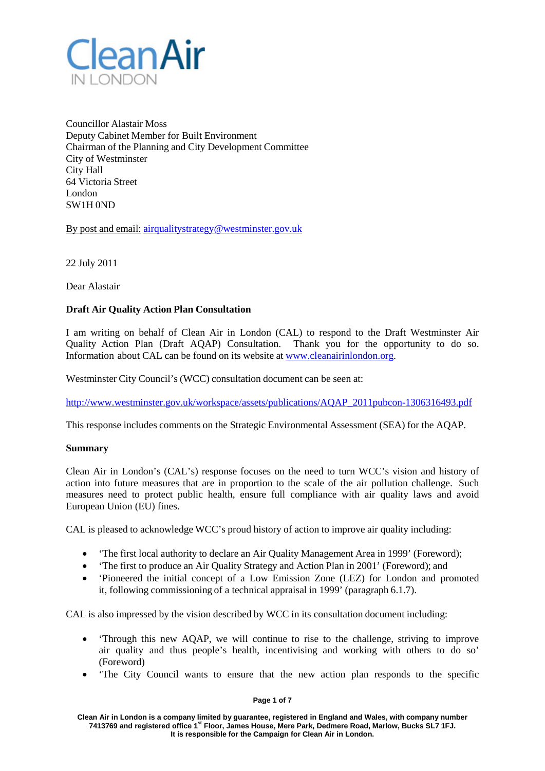Clean Air
IN LONDON

Councillor Alastair Moss
Deputy Cabinet Member for Built Environment
Chairman of the Planning and City Development Committee
City of Westminster
City Hall
64 Victoria Street
London
SW1H 0ND

By post and email: airqualitystrategy@westminster.gov.uk

22 July 2011

Dear Alastair

**Draft Air Quality Action Plan Consultation**

I am writing on behalf of Clean Air in London (CAL) to respond to the Draft Westminster Air Quality Action Plan (Draft AQAP) Consultation. Thank you for the opportunity to do so. Information about CAL can be found on its website at www.cleanairinlondon.org.

Westminster City Council's (WCC) consultation document can be seen at:

http://www.westminster.gov.uk/workspace/assets/publications/AQAP_2011pubcon-1306316493.pdf

This response includes comments on the Strategic Environmental Assessment (SEA) for the AQAP.

**Summary**

Clean Air in London's (CAL's) response focuses on the need to turn WCC's vision and history of action into future measures that are in proportion to the scale of the air pollution challenge. Such measures need to protect public health, ensure full compliance with air quality laws and avoid European Union (EU) fines.

CAL is pleased to acknowledge WCC's proud history of action to improve air quality including:

- 'The first local authority to declare an Air Quality Management Area in 1999' (Foreword);
- 'The first to produce an Air Quality Strategy and Action Plan in 2001' (Foreword); and
- 'Pioneered the initial concept of a Low Emission Zone (LEZ) for London and promoted it, following commissioning of a technical appraisal in 1999' (paragraph 6.1.7).

CAL is also impressed by the vision described by WCC in its consultation document including:

- 'Through this new AQAP, we will continue to rise to the challenge, striving to improve air quality and thus people's health, incentivising and working with others to do so' (Foreword)
- 'The City Council wants to ensure that the new action plan responds to the specific

Clean Air in London is a company limited by guarantee, registered in England and Wales, with company number 7413769 and registered office 1st Floor, James House, Mere Park, Dedmere Road, Marlow, Bucks SL7 1FJ.
It is responsible for the Campaign for Clean Air in London.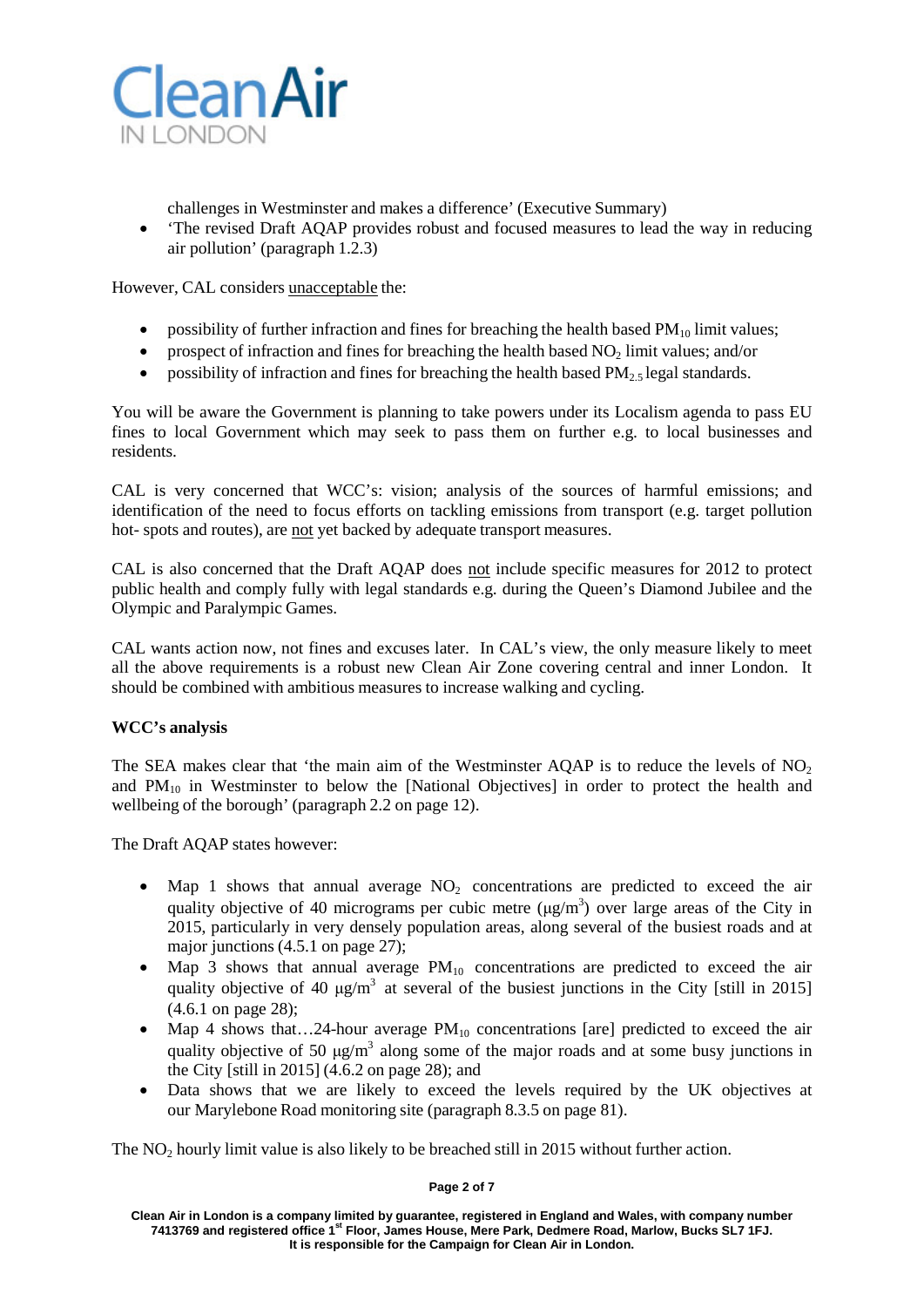challenges in Westminster and makes a difference' (Executive Summary)

- 'The revised Draft AQAP provides robust and focused measures to lead the way in reducing air pollution' (paragraph 1.2.3)

However, CAL considers unacceptable the:

- possibility of further infraction and fines for breaching the health based $PM_{10}$ limit values;
- prospect of infraction and fines for breaching the health based $NO_2$ limit values; and/or
- possibility of infraction and fines for breaching the health based $PM_{2.5}$ legal standards.

You will be aware the Government is planning to take powers under its Localism agenda to pass EU fines to local Government which may seek to pass them on further e.g. to local businesses and residents.

CAL is very concerned that WCC's: vision; analysis of the sources of harmful emissions; and identification of the need to focus efforts on tackling emissions from transport (e.g. target pollution hot- spots and routes), are not yet backed by adequate transport measures.

CAL is also concerned that the Draft AQAP does not include specific measures for 2012 to protect public health and comply fully with legal standards e.g. during the Queen's Diamond Jubilee and the Olympic and Paralympic Games.

CAL wants action now, not fines and excuses later. In CAL's view, the only measure likely to meet all the above requirements is a robust new Clean Air Zone covering central and inner London. It should be combined with ambitious measures to increase walking and cycling.

**WCC's analysis**

The SEA makes clear that 'the main aim of the Westminster AQAP is to reduce the levels of $NO_2$ and $PM_{10}$ in Westminster to below the [National Objectives] in order to protect the health and wellbeing of the borough' (paragraph 2.2 on page 12).

The Draft AQAP states however:

- Map 1 shows that annual average $NO_2$ concentrations are predicted to exceed the air quality objective of 40 micrograms per cubic metre ($\mu g/m^3$) over large areas of the City in 2015, particularly in very densely population areas, along several of the busiest roads and at major junctions (4.5.1 on page 27);
- Map 3 shows that annual average $PM_{10}$ concentrations are predicted to exceed the air quality objective of 40 $\mu g/m^3$ at several of the busiest junctions in the City [still in 2015] (4.6.1 on page 28);
- Map 4 shows that…24-hour average $PM_{10}$ concentrations [are] predicted to exceed the air quality objective of 50 $\mu g/m^3$ along some of the major roads and at some busy junctions in the City [still in 2015] (4.6.2 on page 28); and
- Data shows that we are likely to exceed the levels required by the UK objectives at our Marylebone Road monitoring site (paragraph 8.3.5 on page 81).

The $NO_2$ hourly limit value is also likely to be breached still in 2015 without further action.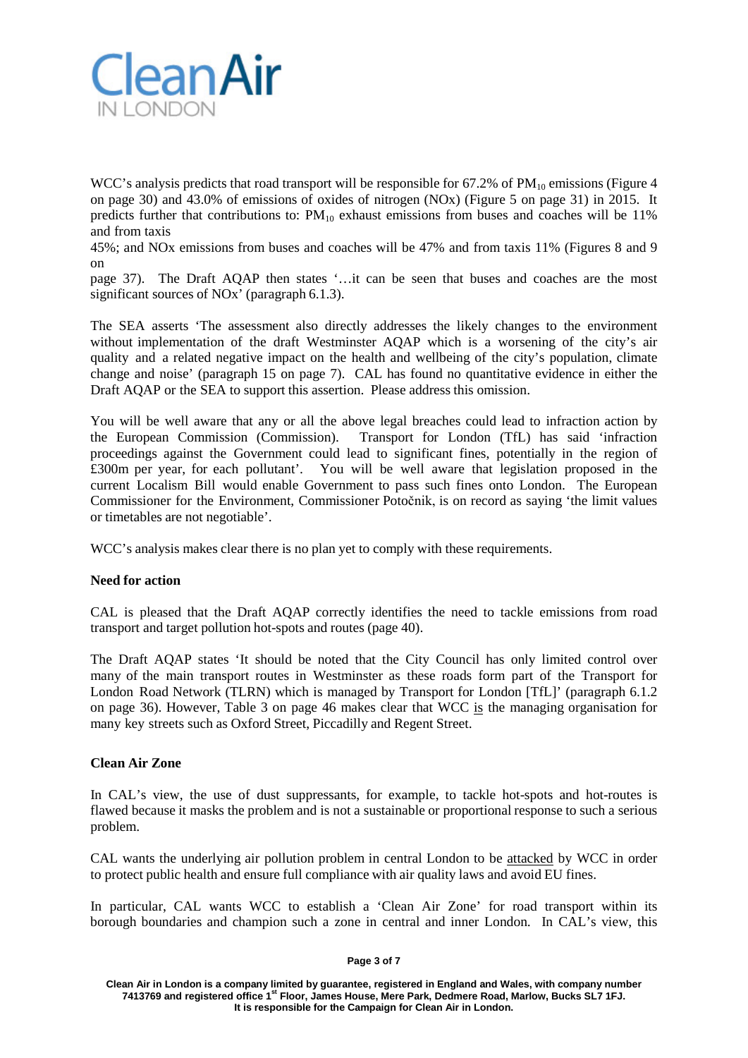WCC's analysis predicts that road transport will be responsible for 67.2% of $PM_{10}$ emissions (Figure 4 on page 30) and 43.0% of emissions of oxides of nitrogen (NOx) (Figure 5 on page 31) in 2015. It predicts further that contributions to: $PM_{10}$ exhaust emissions from buses and coaches will be 11% and from taxis 45%; and NOx emissions from buses and coaches will be 47% and from taxis 11% (Figures 8 and 9 on page 37). The Draft AQAP then states '…it can be seen that buses and coaches are the most significant sources of NOx' (paragraph 6.1.3).

The SEA asserts 'The assessment also directly addresses the likely changes to the environment without implementation of the draft Westminster AQAP which is a worsening of the city's air quality and a related negative impact on the health and wellbeing of the city's population, climate change and noise' (paragraph 15 on page 7). CAL has found no quantitative evidence in either the Draft AQAP or the SEA to support this assertion. Please address this omission.

You will be well aware that any or all the above legal breaches could lead to infraction action by the European Commission (Commission). Transport for London (TfL) has said 'infraction proceedings against the Government could lead to significant fines, potentially in the region of £300m per year, for each pollutant'. You will be well aware that legislation proposed in the current Localism Bill would enable Government to pass such fines onto London. The European Commissioner for the Environment, Commissioner Potočnik, is on record as saying 'the limit values or timetables are not negotiable'.

WCC's analysis makes clear there is no plan yet to comply with these requirements.

**Need for action**

CAL is pleased that the Draft AQAP correctly identifies the need to tackle emissions from road transport and target pollution hot-spots and routes (page 40).

The Draft AQAP states 'It should be noted that the City Council has only limited control over many of the main transport routes in Westminster as these roads form part of the Transport for London Road Network (TLRN) which is managed by Transport for London [TfL]' (paragraph 6.1.2 on page 36). However, Table 3 on page 46 makes clear that WCC is the managing organisation for many key streets such as Oxford Street, Piccadilly and Regent Street.

**Clean Air Zone**

In CAL's view, the use of dust suppressants, for example, to tackle hot-spots and hot-routes is flawed because it masks the problem and is not a sustainable or proportional response to such a serious problem.

CAL wants the underlying air pollution problem in central London to be attacked by WCC in order to protect public health and ensure full compliance with air quality laws and avoid EU fines.

In particular, CAL wants WCC to establish a 'Clean Air Zone' for road transport within its borough boundaries and champion such a zone in central and inner London. In CAL's view, this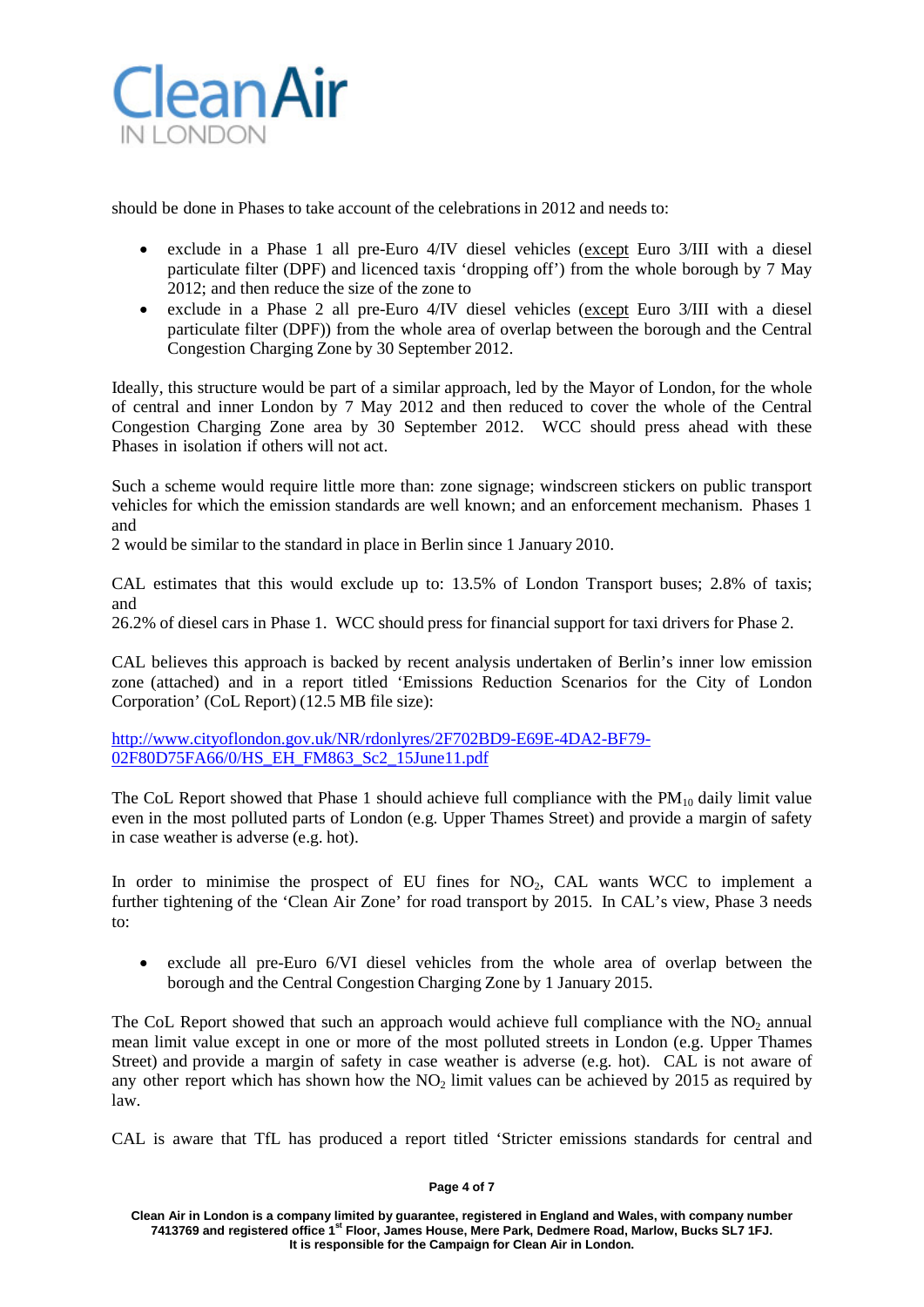should be done in Phases to take account of the celebrations in 2012 and needs to:

- exclude in a Phase 1 all pre-Euro 4/IV diesel vehicles (except Euro 3/III with a diesel particulate filter (DPF) and licenced taxis 'dropping off') from the whole borough by 7 May 2012; and then reduce the size of the zone to
- exclude in a Phase 2 all pre-Euro 4/IV diesel vehicles (except Euro 3/III with a diesel particulate filter (DPF)) from the whole area of overlap between the borough and the Central Congestion Charging Zone by 30 September 2012.

Ideally, this structure would be part of a similar approach, led by the Mayor of London, for the whole of central and inner London by 7 May 2012 and then reduced to cover the whole of the Central Congestion Charging Zone area by 30 September 2012. WCC should press ahead with these Phases in isolation if others will not act.

Such a scheme would require little more than: zone signage; windscreen stickers on public transport vehicles for which the emission standards are well known; and an enforcement mechanism. Phases 1 and 2 would be similar to the standard in place in Berlin since 1 January 2010.

CAL estimates that this would exclude up to: 13.5% of London Transport buses; 2.8% of taxis; and 26.2% of diesel cars in Phase 1. WCC should press for financial support for taxi drivers for Phase 2.

CAL believes this approach is backed by recent analysis undertaken of Berlin's inner low emission zone (attached) and in a report titled 'Emissions Reduction Scenarios for the City of London Corporation' (CoL Report) (12.5 MB file size):

http://www.cityoflondon.gov.uk/NR/rdonlyres/2F702BD9-E69E-4DA2-BF79-02F80D75FA66/0/HS_EH_FM863_Sc2_15June11.pdf

The CoL Report showed that Phase 1 should achieve full compliance with the $PM_{10}$ daily limit value even in the most polluted parts of London (e.g. Upper Thames Street) and provide a margin of safety in case weather is adverse (e.g. hot).

In order to minimise the prospect of EU fines for $NO_2$, CAL wants WCC to implement a further tightening of the 'Clean Air Zone' for road transport by 2015. In CAL's view, Phase 3 needs to:

- exclude all pre-Euro 6/VI diesel vehicles from the whole area of overlap between the borough and the Central Congestion Charging Zone by 1 January 2015.

The CoL Report showed that such an approach would achieve full compliance with the $NO_2$ annual mean limit value except in one or more of the most polluted streets in London (e.g. Upper Thames Street) and provide a margin of safety in case weather is adverse (e.g. hot). CAL is not aware of any other report which has shown how the $NO_2$ limit values can be achieved by 2015 as required by law.

CAL is aware that TfL has produced a report titled 'Stricter emissions standards for central and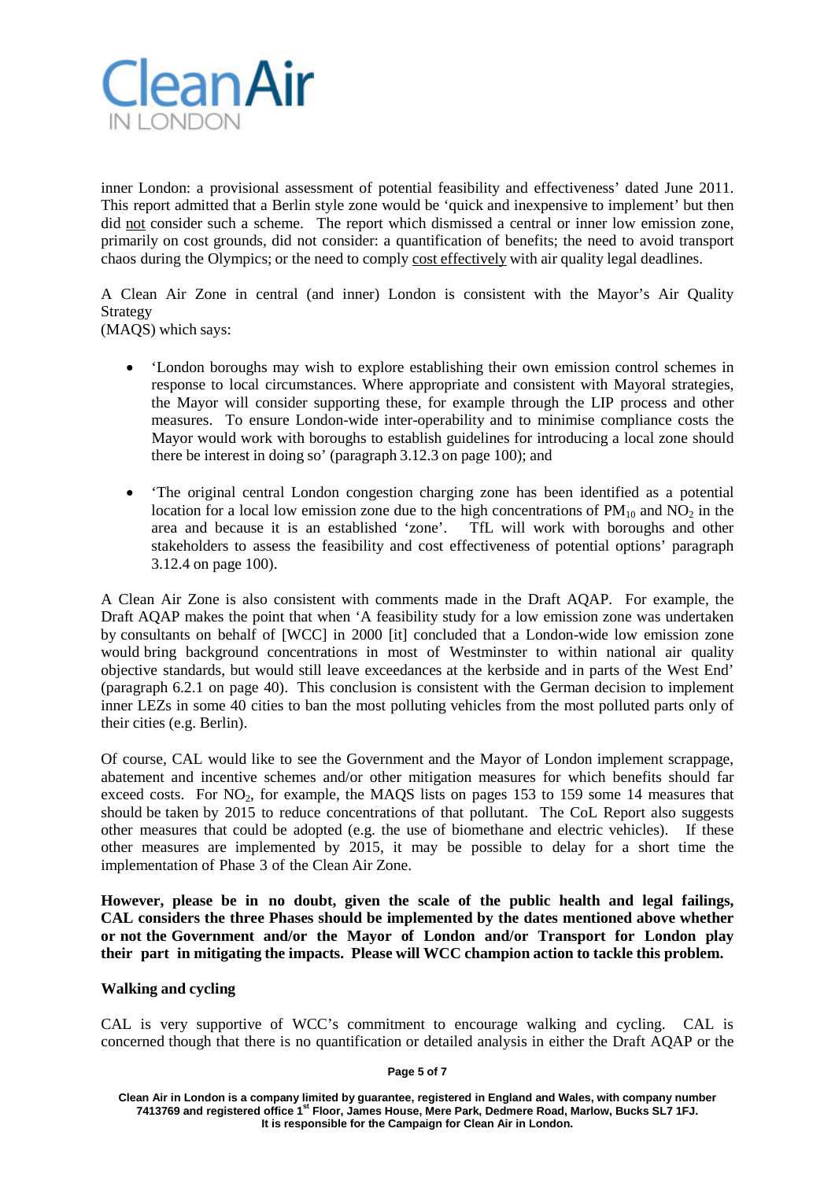inner London: a provisional assessment of potential feasibility and effectiveness' dated June 2011. This report admitted that a Berlin style zone would be 'quick and inexpensive to implement' but then did not consider such a scheme. The report which dismissed a central or inner low emission zone, primarily on cost grounds, did not consider: a quantification of benefits; the need to avoid transport chaos during the Olympics; or the need to comply cost effectively with air quality legal deadlines.

A Clean Air Zone in central (and inner) London is consistent with the Mayor's Air Quality Strategy
(MAQS) which says:

- 'London boroughs may wish to explore establishing their own emission control schemes in response to local circumstances. Where appropriate and consistent with Mayoral strategies, the Mayor will consider supporting these, for example through the LIP process and other measures. To ensure London-wide inter-operability and to minimise compliance costs the Mayor would work with boroughs to establish guidelines for introducing a local zone should there be interest in doing so' (paragraph 3.12.3 on page 100); and

- 'The original central London congestion charging zone has been identified as a potential location for a local low emission zone due to the high concentrations of $PM_{10}$ and $NO_2$ in the area and because it is an established 'zone'. TfL will work with boroughs and other stakeholders to assess the feasibility and cost effectiveness of potential options' paragraph 3.12.4 on page 100).

A Clean Air Zone is also consistent with comments made in the Draft AQAP. For example, the Draft AQAP makes the point that when 'A feasibility study for a low emission zone was undertaken by consultants on behalf of [WCC] in 2000 [it] concluded that a London-wide low emission zone would bring background concentrations in most of Westminster to within national air quality objective standards, but would still leave exceedances at the kerbside and in parts of the West End' (paragraph 6.2.1 on page 40). This conclusion is consistent with the German decision to implement inner LEZs in some 40 cities to ban the most polluting vehicles from the most polluted parts only of their cities (e.g. Berlin).

Of course, CAL would like to see the Government and the Mayor of London implement scrappage, abatement and incentive schemes and/or other mitigation measures for which benefits should far exceed costs. For $NO_2$, for example, the MAQS lists on pages 153 to 159 some 14 measures that should be taken by 2015 to reduce concentrations of that pollutant. The CoL Report also suggests other measures that could be adopted (e.g. the use of biomethane and electric vehicles). If these other measures are implemented by 2015, it may be possible to delay for a short time the implementation of Phase 3 of the Clean Air Zone.

**However, please be in no doubt, given the scale of the public health and legal failings, CAL considers the three Phases should be implemented by the dates mentioned above whether or not the Government and/or the Mayor of London and/or Transport for London play their part in mitigating the impacts. Please will WCC champion action to tackle this problem.**

**Walking and cycling**

CAL is very supportive of WCC's commitment to encourage walking and cycling. CAL is concerned though that there is no quantification or detailed analysis in either the Draft AQAP or the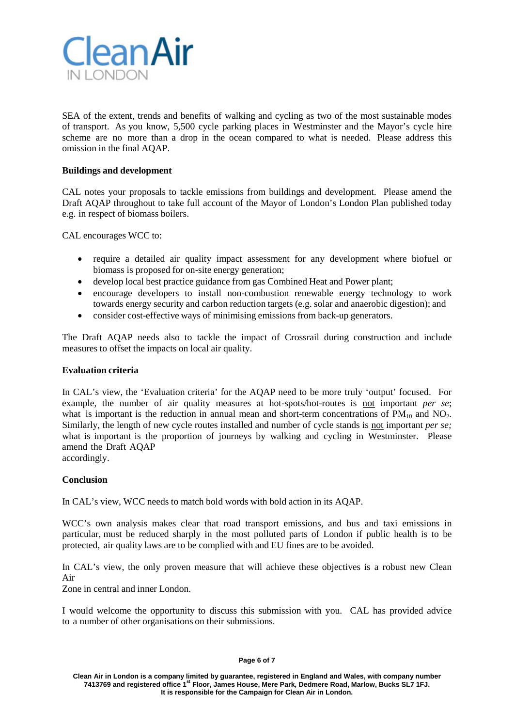SEA of the extent, trends and benefits of walking and cycling as two of the most sustainable modes of transport. As you know, 5,500 cycle parking places in Westminster and the Mayor's cycle hire scheme are no more than a drop in the ocean compared to what is needed. Please address this omission in the final AQAP.

**Buildings and development**

CAL notes your proposals to tackle emissions from buildings and development. Please amend the Draft AQAP throughout to take full account of the Mayor of London's London Plan published today e.g. in respect of biomass boilers.

CAL encourages WCC to:

- require a detailed air quality impact assessment for any development where biofuel or biomass is proposed for on-site energy generation;
- develop local best practice guidance from gas Combined Heat and Power plant;
- encourage developers to install non-combustion renewable energy technology to work towards energy security and carbon reduction targets (e.g. solar and anaerobic digestion); and
- consider cost-effective ways of minimising emissions from back-up generators.

The Draft AQAP needs also to tackle the impact of Crossrail during construction and include measures to offset the impacts on local air quality.

**Evaluation criteria**

In CAL's view, the 'Evaluation criteria' for the AQAP need to be more truly 'output' focused. For example, the number of air quality measures at hot-spots/hot-routes is not important *per se*; what is important is the reduction in annual mean and short-term concentrations of $PM_{10}$ and $NO_2$. Similarly, the length of new cycle routes installed and number of cycle stands is not important *per se;* what is important is the proportion of journeys by walking and cycling in Westminster. Please amend the Draft AQAP accordingly.

**Conclusion**

In CAL's view, WCC needs to match bold words with bold action in its AQAP.

WCC's own analysis makes clear that road transport emissions, and bus and taxi emissions in particular, must be reduced sharply in the most polluted parts of London if public health is to be protected, air quality laws are to be complied with and EU fines are to be avoided.

In CAL's view, the only proven measure that will achieve these objectives is a robust new Clean Air Zone in central and inner London.

I would welcome the opportunity to discuss this submission with you. CAL has provided advice to a number of other organisations on their submissions.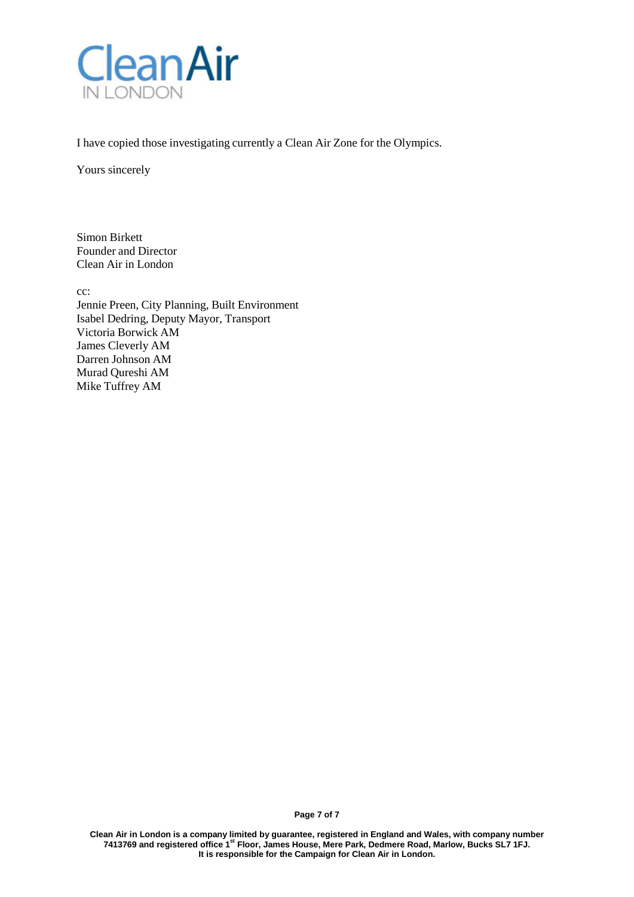I have copied those investigating currently a Clean Air Zone for the Olympics.

Yours sincerely

Simon Birkett
Founder and Director
Clean Air in London

cc:
Jennie Preen, City Planning, Built Environment
Isabel Dedring, Deputy Mayor, Transport
Victoria Borwick AM
James Cleverly AM
Darren Johnson AM
Murad Qureshi AM
Mike Tuffrey AM

**Clean Air in London is a company limited by guarantee, registered in England and Wales, with company number 7413769 and registered office 1st Floor, James House, Mere Park, Dedmere Road, Marlow, Bucks SL7 1FJ. It is responsible for the Campaign for Clean Air in London.**